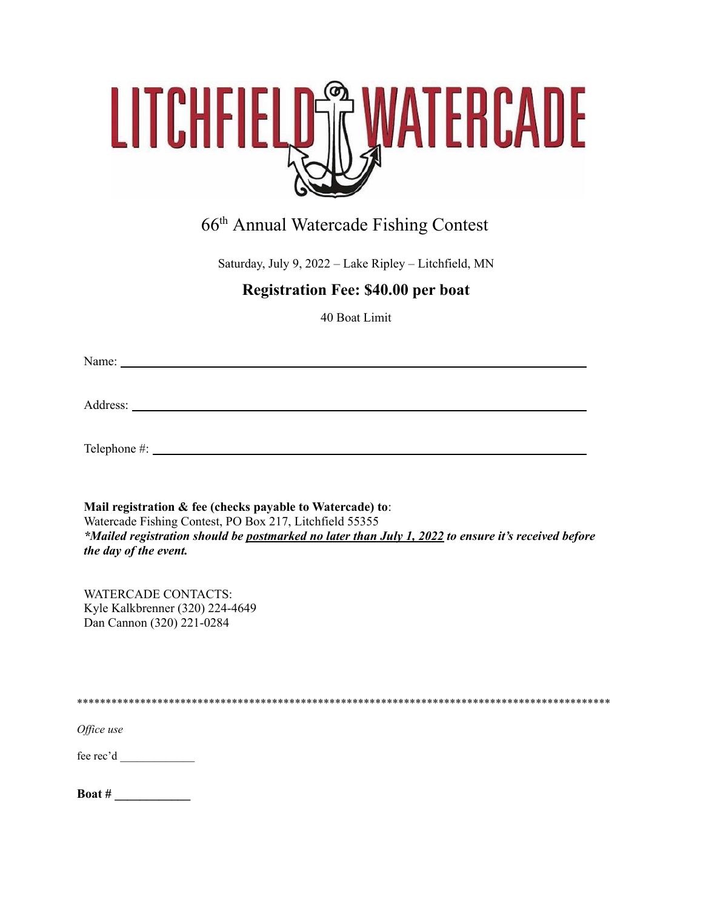# LITCHFIELD WATERCADE

## 66th Annual Watercade Fishing Contest

Saturday, July 9, 2022 – Lake Ripley – Litchfield, MN

**Registration Fee: $40.00 per boat**

40 Boat Limit

Name: ________________________________________________________________

Address: ______________________________________________________________

Telephone #: ___________________________________________________________

**Mail registration & fee (checks payable to Watercade) to**:
Watercade Fishing Contest, PO Box 217, Litchfield 55355
***Mailed registration should be postmarked no later than July 1, 2022 to ensure it's received before the day of the event.***

WATERCADE CONTACTS:
Kyle Kalkbrenner (320) 224-4649
Dan Cannon (320) 221-0284

*********************************************************************************************

*Office use*

fee rec'd _____________

**Boat # ____________**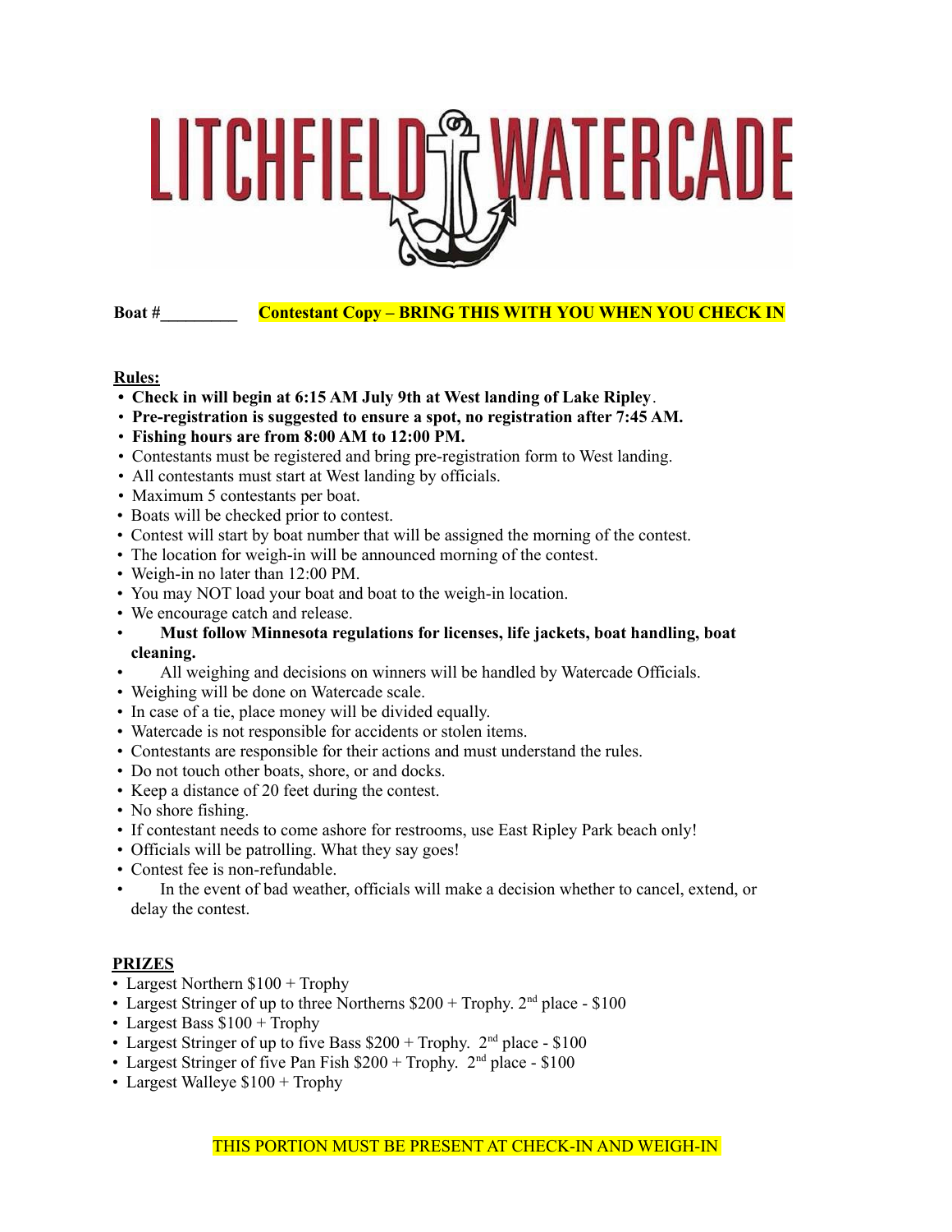# LITCHFIELD WATERCADE

**Boat #\_\_\_\_\_\_\_\_\_** **Contestant Copy – BRING THIS WITH YOU WHEN YOU CHECK IN**

**Rules:**

- **Check in will begin at 6:15 AM July 9th at West landing of Lake Ripley**.
- **Pre-registration is suggested to ensure a spot, no registration after 7:45 AM.**
- **Fishing hours are from 8:00 AM to 12:00 PM.**
- Contestants must be registered and bring pre-registration form to West landing.
- All contestants must start at West landing by officials.
- Maximum 5 contestants per boat.
- Boats will be checked prior to contest.
- Contest will start by boat number that will be assigned the morning of the contest.
- The location for weigh-in will be announced morning of the contest.
- Weigh-in no later than 12:00 PM.
- You may NOT load your boat and boat to the weigh-in location.
- We encourage catch and release.
- **Must follow Minnesota regulations for licenses, life jackets, boat handling, boat cleaning.**
- All weighing and decisions on winners will be handled by Watercade Officials.
- Weighing will be done on Watercade scale.
- In case of a tie, place money will be divided equally.
- Watercade is not responsible for accidents or stolen items.
- Contestants are responsible for their actions and must understand the rules.
- Do not touch other boats, shore, or and docks.
- Keep a distance of 20 feet during the contest.
- No shore fishing.
- If contestant needs to come ashore for restrooms, use East Ripley Park beach only!
- Officials will be patrolling. What they say goes!
- Contest fee is non-refundable.
- In the event of bad weather, officials will make a decision whether to cancel, extend, or delay the contest.

**PRIZES**

- Largest Northern $100 + Trophy
- Largest Stringer of up to three Northerns $200 + Trophy. 2nd place - $100
- Largest Bass $100 + Trophy
- Largest Stringer of up to five Bass $200 + Trophy. 2nd place - $100
- Largest Stringer of five Pan Fish $200 + Trophy. 2nd place - $100
- Largest Walleye $100 + Trophy

THIS PORTION MUST BE PRESENT AT CHECK-IN AND WEIGH-IN